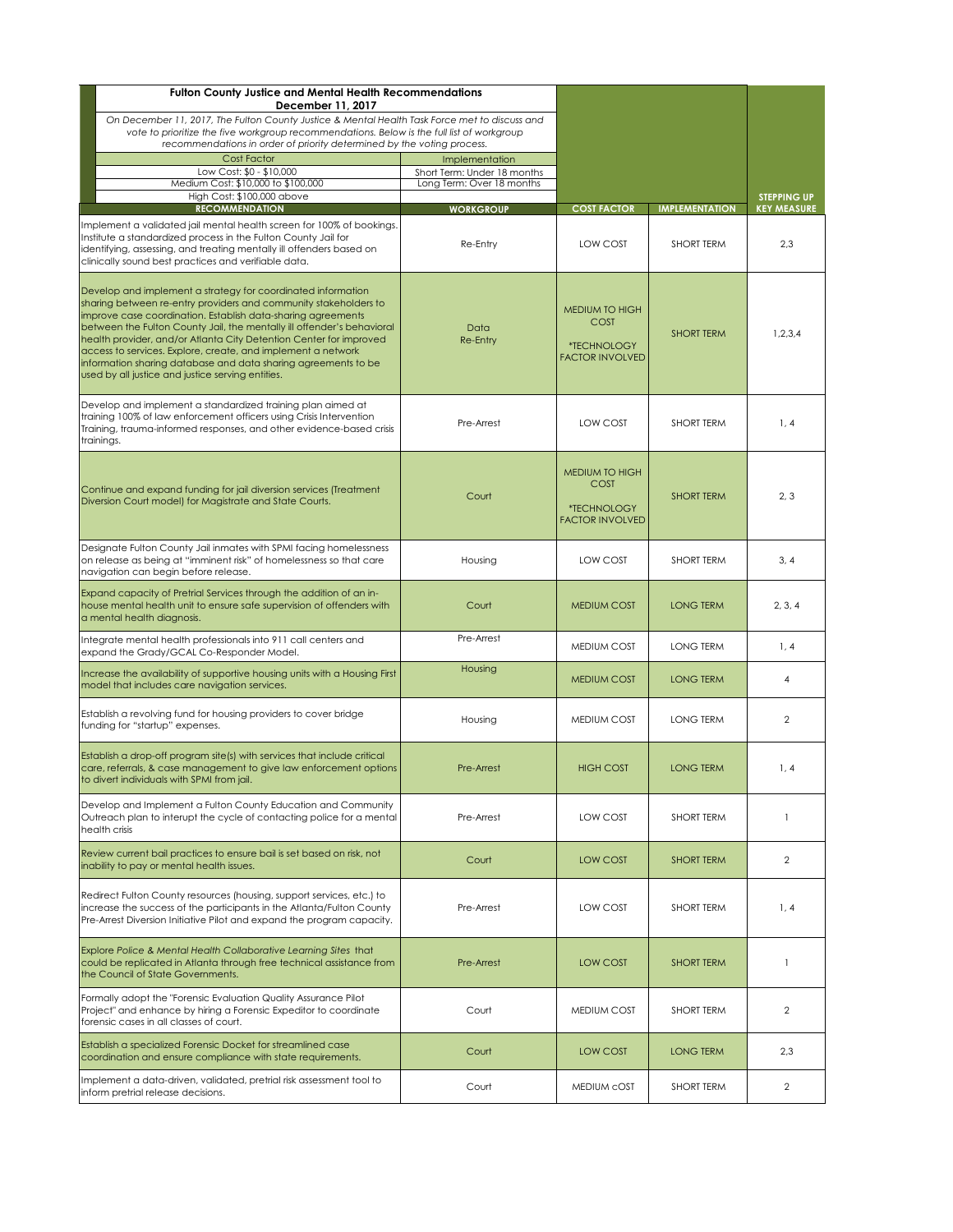## Fulton County Justice and Mental Health Recommendations

**December 11, 2017**

*On December 11, 2017, The Fulton County Justice & Mental Health Task Force met to discuss and vote to prioritize the five workgroup recommendations. Below is the full list of workgroup recommendations in order of priority determined by the voting process.*

| Cost Factor | Implementation |
|---|---|
| Low Cost: $0 - $10,000 | Short Term: Under 18 months |
| Medium Cost: $10,000 to $100,000 | Long Term: Over 18 months |
| High Cost: $100,000 above | |

| RECOMMENDATION | WORKGROUP | COST FACTOR | IMPLEMENTATION | STEPPING UP KEY MEASURE |
|---|---|---|---|---|
| Implement a validated jail mental health screen for 100% of bookings. Institute a standardized process in the Fulton County Jail for identifying, assessing, and treating mentally ill offenders based on clinically sound best practices and verifiable data. | Re-Entry | LOW COST | SHORT TERM | 2,3 |
| Develop and implement a strategy for coordinated information sharing between re-entry providers and community stakeholders to improve case coordination. Establish data-sharing agreements between the Fulton County Jail, the mentally ill offender's behavioral health provider, and/or Atlanta City Detention Center for improved access to services. Explore, create, and implement a network information sharing database and data sharing agreements to be used by all justice and justice serving entities. | Data Re-Entry | MEDIUM TO HIGH COST *TECHNOLOGY FACTOR INVOLVED | SHORT TERM | 1,2,3,4 |
| Develop and implement a standardized training plan aimed at training 100% of law enforcement officers using Crisis Intervention Training, trauma-informed responses, and other evidence-based crisis trainings. | Pre-Arrest | LOW COST | SHORT TERM | 1, 4 |
| Continue and expand funding for jail diversion services (Treatment Diversion Court model) for Magistrate and State Courts. | Court | MEDIUM TO HIGH COST *TECHNOLOGY FACTOR INVOLVED | SHORT TERM | 2, 3 |
| Designate Fulton County Jail inmates with SPMI facing homelessness on release as being at "imminent risk" of homelessness so that care navigation can begin before release. | Housing | LOW COST | SHORT TERM | 3, 4 |
| Expand capacity of Pretrial Services through the addition of an in-house mental health unit to ensure safe supervision of offenders with a mental health diagnosis. | Court | MEDIUM COST | LONG TERM | 2, 3, 4 |
| Integrate mental health professionals into 911 call centers and expand the Grady/GCAL Co-Responder Model. | Pre-Arrest | MEDIUM COST | LONG TERM | 1, 4 |
| Increase the availability of supportive housing units with a Housing First model that includes care navigation services. | Housing | MEDIUM COST | LONG TERM | 4 |
| Establish a revolving fund for housing providers to cover bridge funding for "startup" expenses. | Housing | MEDIUM COST | LONG TERM | 2 |
| Establish a drop-off program site(s) with services that include critical care, referrals, & case management to give law enforcement options to divert individuals with SPMI from jail. | Pre-Arrest | HIGH COST | LONG TERM | 1, 4 |
| Develop and Implement a Fulton County Education and Community Outreach plan to interupt the cycle of contacting police for a mental health crisis | Pre-Arrest | LOW COST | SHORT TERM | 1 |
| Review current bail practices to ensure bail is set based on risk, not inability to pay or mental health issues. | Court | LOW COST | SHORT TERM | 2 |
| Redirect Fulton County resources (housing, support services, etc.) to increase the success of the participants in the Atlanta/Fulton County Pre-Arrest Diversion Initiative Pilot and expand the program capacity. | Pre-Arrest | LOW COST | SHORT TERM | 1, 4 |
| Explore *Police & Mental Health Collaborative Learning Sites* that could be replicated in Atlanta through free technical assistance from the Council of State Governments. | Pre-Arrest | LOW COST | SHORT TERM | 1 |
| Formally adopt the "Forensic Evaluation Quality Assurance Pilot Project" and enhance by hiring a Forensic Expeditor to coordinate forensic cases in all classes of court. | Court | MEDIUM COST | SHORT TERM | 2 |
| Establish a specialized Forensic Docket for streamlined case coordination and ensure compliance with state requirements. | Court | LOW COST | LONG TERM | 2,3 |
| Implement a data-driven, validated, pretrial risk assessment tool to inform pretrial release decisions. | Court | MEDIUM cOST | SHORT TERM | 2 |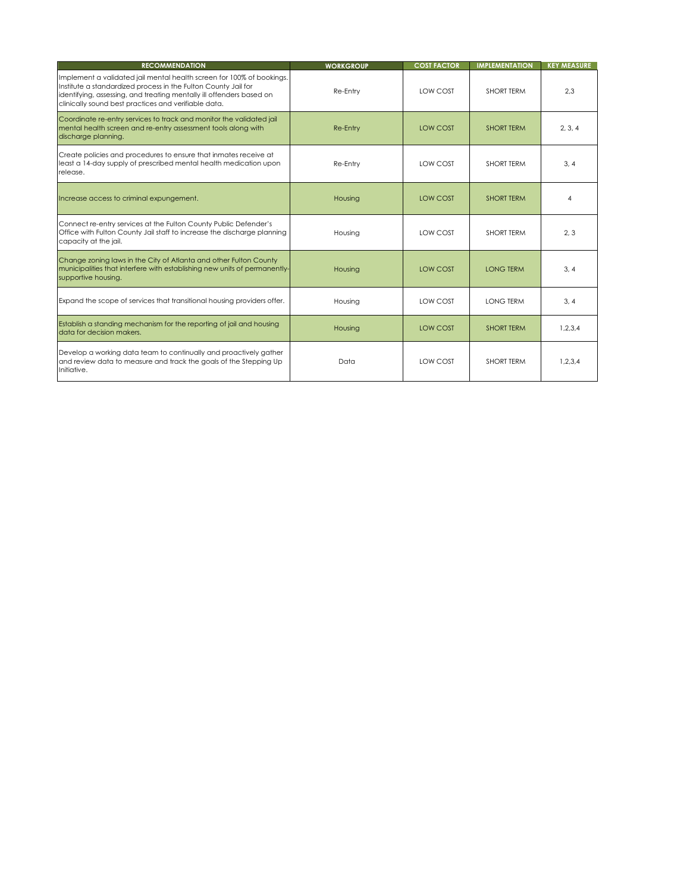| RECOMMENDATION | WORKGROUP | COST FACTOR | IMPLEMENTATION | KEY MEASURE |
| --- | --- | --- | --- | --- |
| Implement a validated jail mental health screen for 100% of bookings. Institute a standardized process in the Fulton County Jail for identifying, assessing, and treating mentally ill offenders based on clinically sound best practices and verifiable data. | Re-Entry | LOW COST | SHORT TERM | 2,3 |
| Coordinate re-entry services to track and monitor the validated jail mental health screen and re-entry assessment tools along with discharge planning. | Re-Entry | LOW COST | SHORT TERM | 2, 3, 4 |
| Create policies and procedures to ensure that inmates receive at least a 14-day supply of prescribed mental health medication upon release. | Re-Entry | LOW COST | SHORT TERM | 3, 4 |
| Increase access to criminal expungement. | Housing | LOW COST | SHORT TERM | 4 |
| Connect re-entry services at the Fulton County Public Defender's Office with Fulton County Jail staff to increase the discharge planning capacity at the jail. | Housing | LOW COST | SHORT TERM | 2, 3 |
| Change zoning laws in the City of Atlanta and other Fulton County municipalities that interfere with establishing new units of permanently-supportive housing. | Housing | LOW COST | LONG TERM | 3, 4 |
| Expand the scope of services that transitional housing providers offer. | Housing | LOW COST | LONG TERM | 3, 4 |
| Establish a standing mechanism for the reporting of jail and housing data for decision makers. | Housing | LOW COST | SHORT TERM | 1,2,3,4 |
| Develop a working data team to continually and proactively gather and review data to measure and track the goals of the Stepping Up Initiative. | Data | LOW COST | SHORT TERM | 1,2,3,4 |